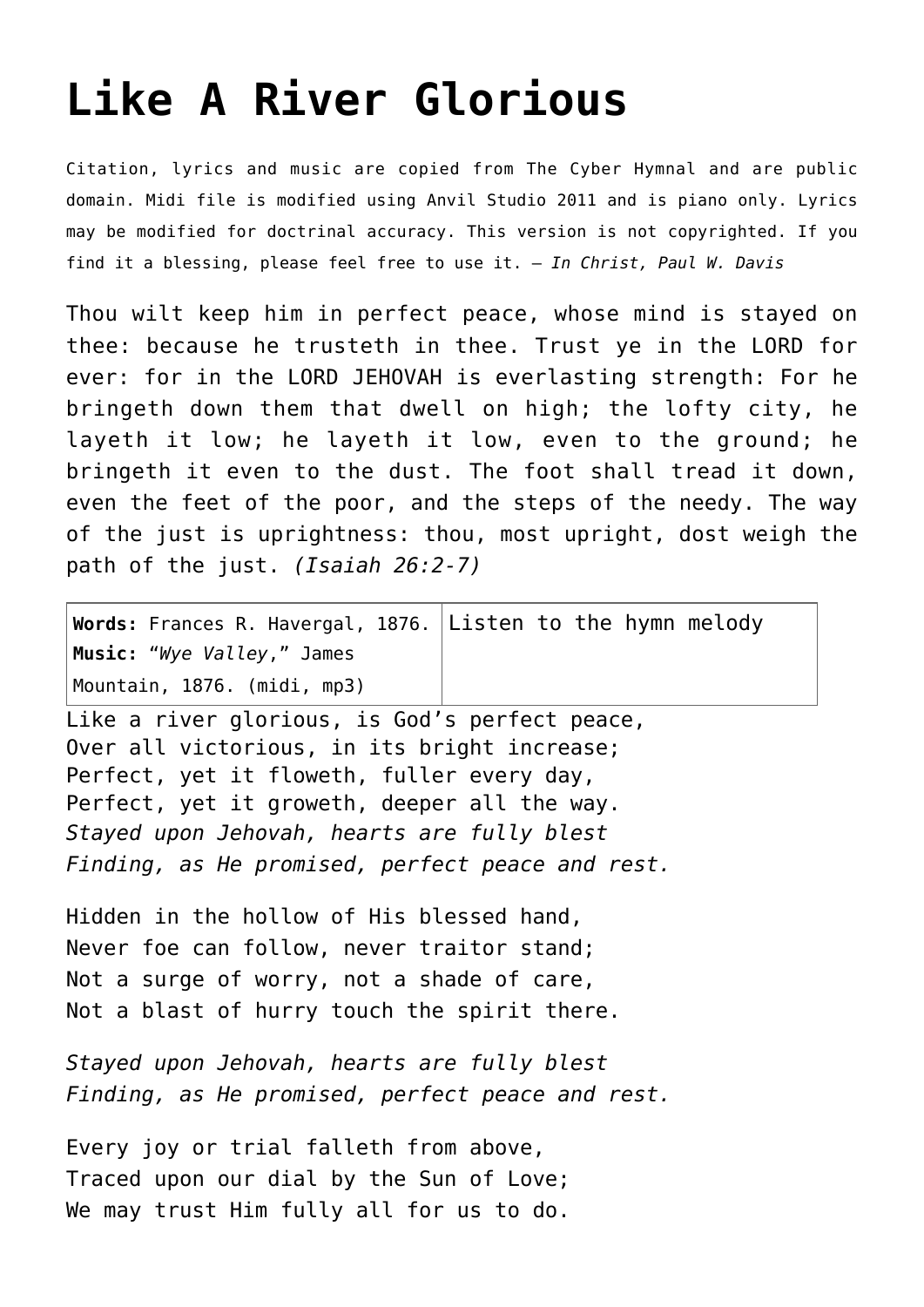# Like A River Glorious

Citation, lyrics and music are copied from The Cyber Hymnal and are public domain. Midi file is modified using Anvil Studio 2011 and is piano only. Lyrics may be modified for doctrinal accuracy. This version is not copyrighted. If you find it a blessing, please feel free to use it. – *In Christ, Paul W. Davis*

Thou wilt keep him in perfect peace, whose mind is stayed on thee: because he trusteth in thee. Trust ye in the LORD for ever: for in the LORD JEHOVAH is everlasting strength: For he bringeth down them that dwell on high; the lofty city, he layeth it low; he layeth it low, even to the ground; he bringeth it even to the dust. The foot shall tread it down, even the feet of the poor, and the steps of the needy. The way of the just is uprightness: thou, most upright, dost weigh the path of the just. *(Isaiah 26:2-7)*

| **Words:** Frances R. Havergal, 1876. **Music:** "*Wye Valley*," James Mountain, 1876. (midi, mp3) | Listen to the hymn melody |
|---|---|

Like a river glorious, is God's perfect peace,
Over all victorious, in its bright increase;
Perfect, yet it floweth, fuller every day,
Perfect, yet it groweth, deeper all the way.
*Stayed upon Jehovah, hearts are fully blest*
*Finding, as He promised, perfect peace and rest.*

Hidden in the hollow of His blessed hand,
Never foe can follow, never traitor stand;
Not a surge of worry, not a shade of care,
Not a blast of hurry touch the spirit there.

*Stayed upon Jehovah, hearts are fully blest*
*Finding, as He promised, perfect peace and rest.*

Every joy or trial falleth from above,
Traced upon our dial by the Sun of Love;
We may trust Him fully all for us to do.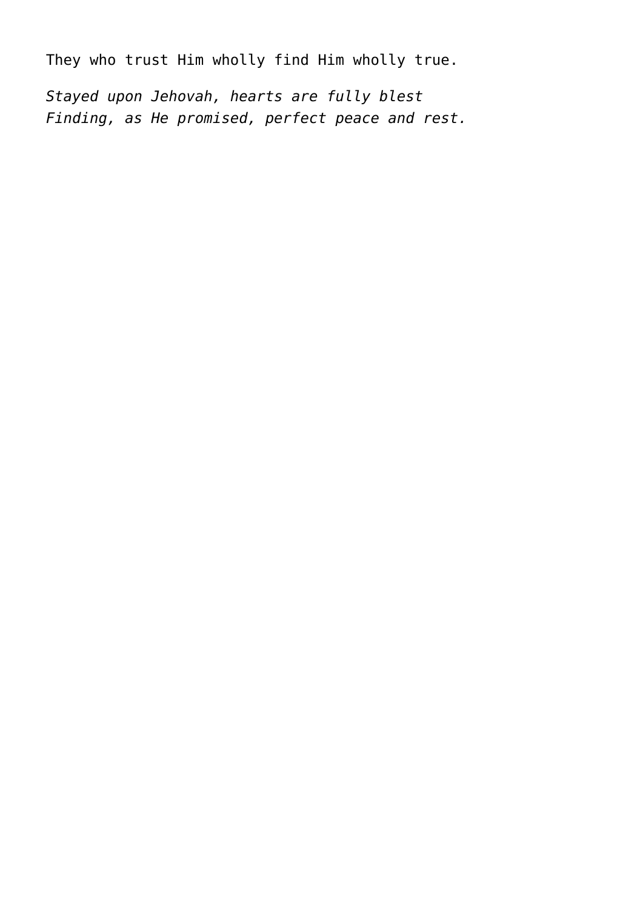They who trust Him wholly find Him wholly true.

*Stayed upon Jehovah, hearts are fully blest*  
*Finding, as He promised, perfect peace and rest.*